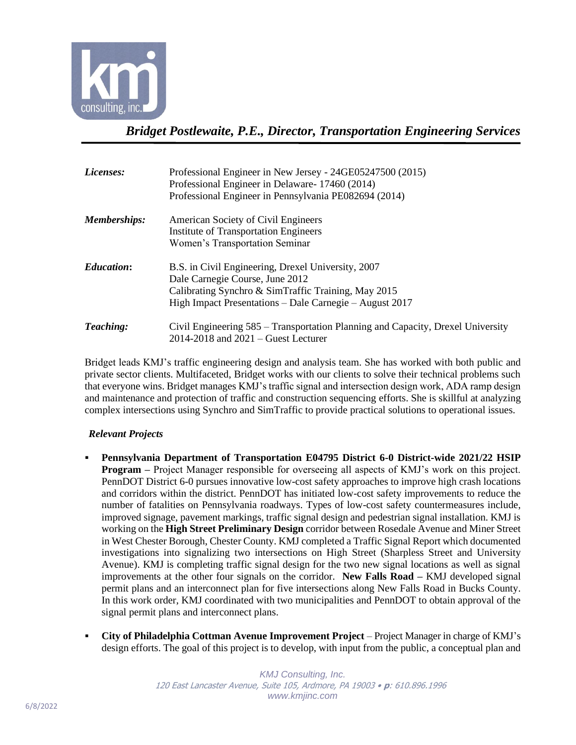# *Bridget Postlewaite, P.E., Director, Transportation Engineering Services*

| | |
|---|---|
| ***Licenses:*** | Professional Engineer in New Jersey - 24GE05247500 (2015)<br>Professional Engineer in Delaware- 17460 (2014)<br>Professional Engineer in Pennsylvania PE082694 (2014) |
| ***Memberships:*** | American Society of Civil Engineers<br>Institute of Transportation Engineers<br>Women's Transportation Seminar |
| ***Education*:** | B.S. in Civil Engineering, Drexel University, 2007<br>Dale Carnegie Course, June 2012<br>Calibrating Synchro & SimTraffic Training, May 2015<br>High Impact Presentations – Dale Carnegie – August 2017 |
| ***Teaching:*** | Civil Engineering 585 – Transportation Planning and Capacity, Drexel University 2014-2018 and 2021 – Guest Lecturer |

Bridget leads KMJ's traffic engineering design and analysis team. She has worked with both public and private sector clients. Multifaceted, Bridget works with our clients to solve their technical problems such that everyone wins. Bridget manages KMJ's traffic signal and intersection design work, ADA ramp design and maintenance and protection of traffic and construction sequencing efforts. She is skillful at analyzing complex intersections using Synchro and SimTraffic to provide practical solutions to operational issues.

***Relevant Projects***

- **Pennsylvania Department of Transportation E04795 District 6-0 District-wide 2021/22 HSIP Program –** Project Manager responsible for overseeing all aspects of KMJ's work on this project. PennDOT District 6-0 pursues innovative low-cost safety approaches to improve high crash locations and corridors within the district. PennDOT has initiated low-cost safety improvements to reduce the number of fatalities on Pennsylvania roadways. Types of low-cost safety countermeasures include, improved signage, pavement markings, traffic signal design and pedestrian signal installation. KMJ is working on the **High Street Preliminary Design** corridor between Rosedale Avenue and Miner Street in West Chester Borough, Chester County. KMJ completed a Traffic Signal Report which documented investigations into signalizing two intersections on High Street (Sharpless Street and University Avenue). KMJ is completing traffic signal design for the two new signal locations as well as signal improvements at the other four signals on the corridor. **New Falls Road –** KMJ developed signal permit plans and an interconnect plan for five intersections along New Falls Road in Bucks County. In this work order, KMJ coordinated with two municipalities and PennDOT to obtain approval of the signal permit plans and interconnect plans.
- **City of Philadelphia Cottman Avenue Improvement Project** – Project Manager in charge of KMJ's design efforts. The goal of this project is to develop, with input from the public, a conceptual plan and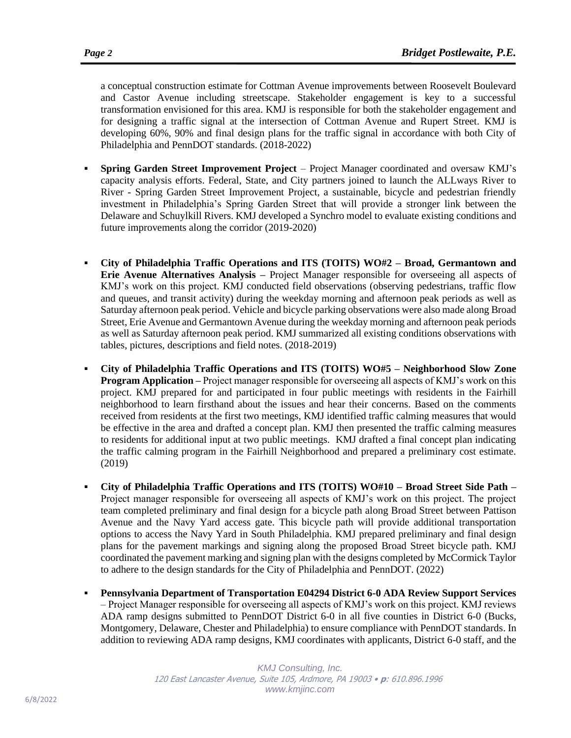a conceptual construction estimate for Cottman Avenue improvements between Roosevelt Boulevard and Castor Avenue including streetscape. Stakeholder engagement is key to a successful transformation envisioned for this area. KMJ is responsible for both the stakeholder engagement and for designing a traffic signal at the intersection of Cottman Avenue and Rupert Street. KMJ is developing 60%, 90% and final design plans for the traffic signal in accordance with both City of Philadelphia and PennDOT standards. (2018-2022)

- **Spring Garden Street Improvement Project** – Project Manager coordinated and oversaw KMJ's capacity analysis efforts. Federal, State, and City partners joined to launch the ALLways River to River - Spring Garden Street Improvement Project, a sustainable, bicycle and pedestrian friendly investment in Philadelphia's Spring Garden Street that will provide a stronger link between the Delaware and Schuylkill Rivers. KMJ developed a Synchro model to evaluate existing conditions and future improvements along the corridor (2019-2020)

- **City of Philadelphia Traffic Operations and ITS (TOITS) WO#2 – Broad, Germantown and Erie Avenue Alternatives Analysis –** Project Manager responsible for overseeing all aspects of KMJ's work on this project. KMJ conducted field observations (observing pedestrians, traffic flow and queues, and transit activity) during the weekday morning and afternoon peak periods as well as Saturday afternoon peak period. Vehicle and bicycle parking observations were also made along Broad Street, Erie Avenue and Germantown Avenue during the weekday morning and afternoon peak periods as well as Saturday afternoon peak period. KMJ summarized all existing conditions observations with tables, pictures, descriptions and field notes. (2018-2019)

- **City of Philadelphia Traffic Operations and ITS (TOITS) WO#5 – Neighborhood Slow Zone Program Application –** Project manager responsible for overseeing all aspects of KMJ's work on this project. KMJ prepared for and participated in four public meetings with residents in the Fairhill neighborhood to learn firsthand about the issues and hear their concerns. Based on the comments received from residents at the first two meetings, KMJ identified traffic calming measures that would be effective in the area and drafted a concept plan. KMJ then presented the traffic calming measures to residents for additional input at two public meetings. KMJ drafted a final concept plan indicating the traffic calming program in the Fairhill Neighborhood and prepared a preliminary cost estimate. (2019)

- **City of Philadelphia Traffic Operations and ITS (TOITS) WO#10 – Broad Street Side Path –** Project manager responsible for overseeing all aspects of KMJ's work on this project. The project team completed preliminary and final design for a bicycle path along Broad Street between Pattison Avenue and the Navy Yard access gate. This bicycle path will provide additional transportation options to access the Navy Yard in South Philadelphia. KMJ prepared preliminary and final design plans for the pavement markings and signing along the proposed Broad Street bicycle path. KMJ coordinated the pavement marking and signing plan with the designs completed by McCormick Taylor to adhere to the design standards for the City of Philadelphia and PennDOT. (2022)

- **Pennsylvania Department of Transportation E04294 District 6-0 ADA Review Support Services** – Project Manager responsible for overseeing all aspects of KMJ's work on this project. KMJ reviews ADA ramp designs submitted to PennDOT District 6-0 in all five counties in District 6-0 (Bucks, Montgomery, Delaware, Chester and Philadelphia) to ensure compliance with PennDOT standards. In addition to reviewing ADA ramp designs, KMJ coordinates with applicants, District 6-0 staff, and the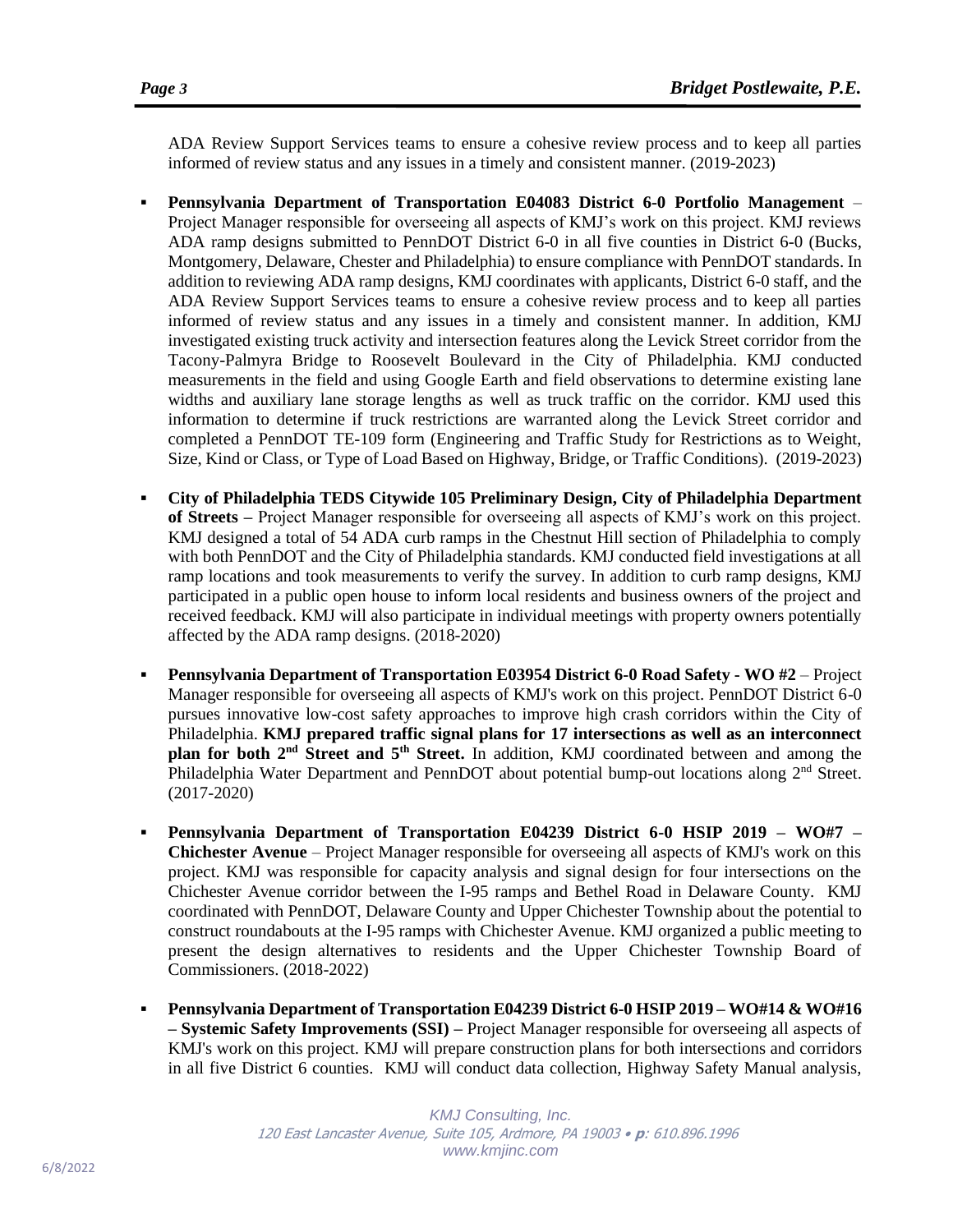ADA Review Support Services teams to ensure a cohesive review process and to keep all parties informed of review status and any issues in a timely and consistent manner. (2019-2023)

- **Pennsylvania Department of Transportation E04083 District 6-0 Portfolio Management** – Project Manager responsible for overseeing all aspects of KMJ's work on this project. KMJ reviews ADA ramp designs submitted to PennDOT District 6-0 in all five counties in District 6-0 (Bucks, Montgomery, Delaware, Chester and Philadelphia) to ensure compliance with PennDOT standards. In addition to reviewing ADA ramp designs, KMJ coordinates with applicants, District 6-0 staff, and the ADA Review Support Services teams to ensure a cohesive review process and to keep all parties informed of review status and any issues in a timely and consistent manner. In addition, KMJ investigated existing truck activity and intersection features along the Levick Street corridor from the Tacony-Palmyra Bridge to Roosevelt Boulevard in the City of Philadelphia. KMJ conducted measurements in the field and using Google Earth and field observations to determine existing lane widths and auxiliary lane storage lengths as well as truck traffic on the corridor. KMJ used this information to determine if truck restrictions are warranted along the Levick Street corridor and completed a PennDOT TE-109 form (Engineering and Traffic Study for Restrictions as to Weight, Size, Kind or Class, or Type of Load Based on Highway, Bridge, or Traffic Conditions). (2019-2023)

- **City of Philadelphia TEDS Citywide 105 Preliminary Design, City of Philadelphia Department of Streets –** Project Manager responsible for overseeing all aspects of KMJ's work on this project. KMJ designed a total of 54 ADA curb ramps in the Chestnut Hill section of Philadelphia to comply with both PennDOT and the City of Philadelphia standards. KMJ conducted field investigations at all ramp locations and took measurements to verify the survey. In addition to curb ramp designs, KMJ participated in a public open house to inform local residents and business owners of the project and received feedback. KMJ will also participate in individual meetings with property owners potentially affected by the ADA ramp designs. (2018-2020)

- **Pennsylvania Department of Transportation E03954 District 6-0 Road Safety - WO #2** – Project Manager responsible for overseeing all aspects of KMJ's work on this project. PennDOT District 6-0 pursues innovative low-cost safety approaches to improve high crash corridors within the City of Philadelphia. **KMJ prepared traffic signal plans for 17 intersections as well as an interconnect plan for both 2nd Street and 5th Street.** In addition, KMJ coordinated between and among the Philadelphia Water Department and PennDOT about potential bump-out locations along 2nd Street. (2017-2020)

- **Pennsylvania Department of Transportation E04239 District 6-0 HSIP 2019 – WO#7 – Chichester Avenue** – Project Manager responsible for overseeing all aspects of KMJ's work on this project. KMJ was responsible for capacity analysis and signal design for four intersections on the Chichester Avenue corridor between the I-95 ramps and Bethel Road in Delaware County. KMJ coordinated with PennDOT, Delaware County and Upper Chichester Township about the potential to construct roundabouts at the I-95 ramps with Chichester Avenue. KMJ organized a public meeting to present the design alternatives to residents and the Upper Chichester Township Board of Commissioners. (2018-2022)

- **Pennsylvania Department of Transportation E04239 District 6-0 HSIP 2019 – WO#14 & WO#16 – Systemic Safety Improvements (SSI) –** Project Manager responsible for overseeing all aspects of KMJ's work on this project. KMJ will prepare construction plans for both intersections and corridors in all five District 6 counties. KMJ will conduct data collection, Highway Safety Manual analysis,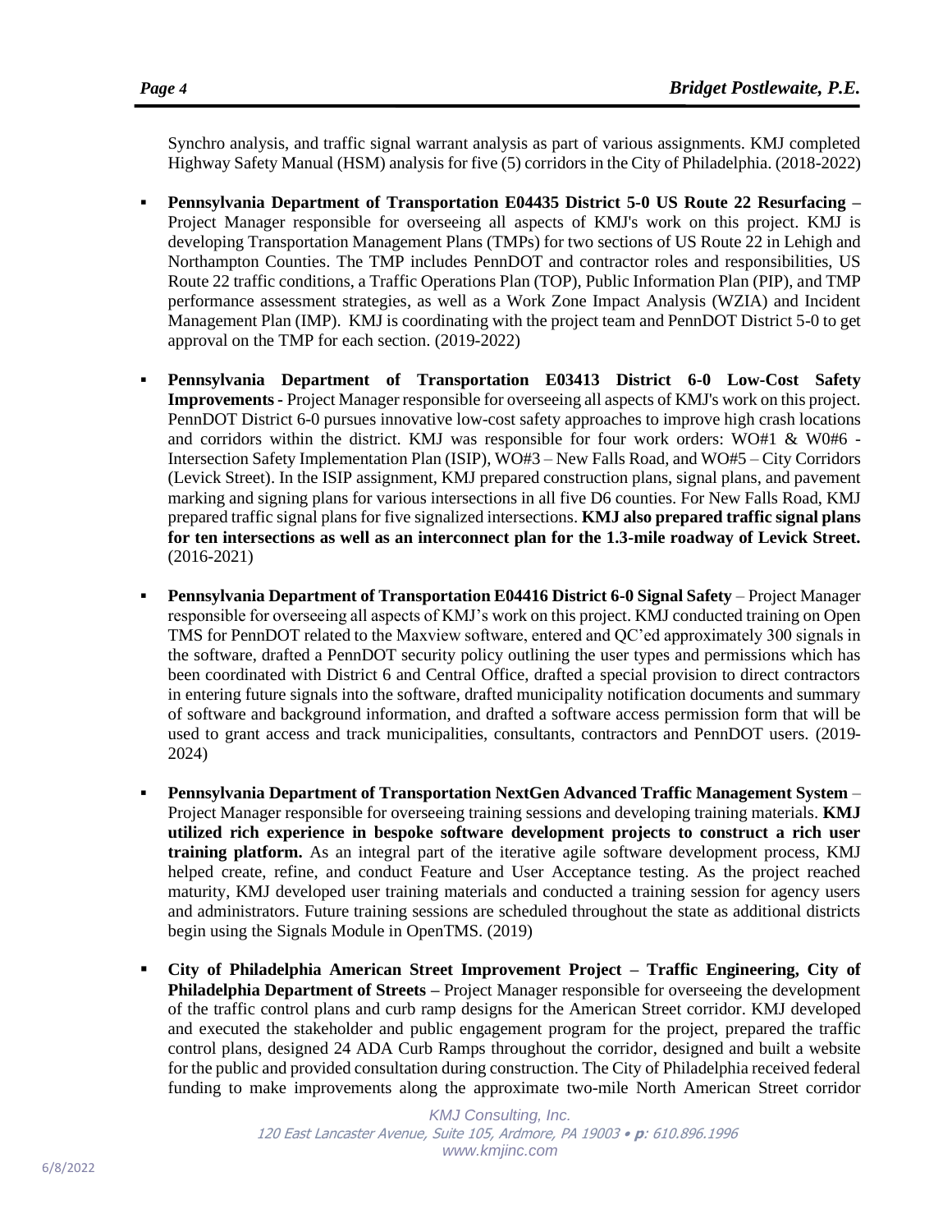Synchro analysis, and traffic signal warrant analysis as part of various assignments. KMJ completed Highway Safety Manual (HSM) analysis for five (5) corridors in the City of Philadelphia. (2018-2022)

- **Pennsylvania Department of Transportation E04435 District 5-0 US Route 22 Resurfacing –** Project Manager responsible for overseeing all aspects of KMJ's work on this project. KMJ is developing Transportation Management Plans (TMPs) for two sections of US Route 22 in Lehigh and Northampton Counties. The TMP includes PennDOT and contractor roles and responsibilities, US Route 22 traffic conditions, a Traffic Operations Plan (TOP), Public Information Plan (PIP), and TMP performance assessment strategies, as well as a Work Zone Impact Analysis (WZIA) and Incident Management Plan (IMP). KMJ is coordinating with the project team and PennDOT District 5-0 to get approval on the TMP for each section. (2019-2022)

- **Pennsylvania Department of Transportation E03413 District 6-0 Low-Cost Safety Improvements -** Project Manager responsible for overseeing all aspects of KMJ's work on this project. PennDOT District 6-0 pursues innovative low-cost safety approaches to improve high crash locations and corridors within the district. KMJ was responsible for four work orders: WO#1 & W0#6 - Intersection Safety Implementation Plan (ISIP), WO#3 – New Falls Road, and WO#5 – City Corridors (Levick Street). In the ISIP assignment, KMJ prepared construction plans, signal plans, and pavement marking and signing plans for various intersections in all five D6 counties. For New Falls Road, KMJ prepared traffic signal plans for five signalized intersections. **KMJ also prepared traffic signal plans for ten intersections as well as an interconnect plan for the 1.3-mile roadway of Levick Street.** (2016-2021)

- **Pennsylvania Department of Transportation E04416 District 6-0 Signal Safety** – Project Manager responsible for overseeing all aspects of KMJ's work on this project. KMJ conducted training on Open TMS for PennDOT related to the Maxview software, entered and QC'ed approximately 300 signals in the software, drafted a PennDOT security policy outlining the user types and permissions which has been coordinated with District 6 and Central Office, drafted a special provision to direct contractors in entering future signals into the software, drafted municipality notification documents and summary of software and background information, and drafted a software access permission form that will be used to grant access and track municipalities, consultants, contractors and PennDOT users. (2019-2024)

- **Pennsylvania Department of Transportation NextGen Advanced Traffic Management System** – Project Manager responsible for overseeing training sessions and developing training materials. **KMJ utilized rich experience in bespoke software development projects to construct a rich user training platform.** As an integral part of the iterative agile software development process, KMJ helped create, refine, and conduct Feature and User Acceptance testing. As the project reached maturity, KMJ developed user training materials and conducted a training session for agency users and administrators. Future training sessions are scheduled throughout the state as additional districts begin using the Signals Module in OpenTMS. (2019)

- **City of Philadelphia American Street Improvement Project – Traffic Engineering, City of Philadelphia Department of Streets –** Project Manager responsible for overseeing the development of the traffic control plans and curb ramp designs for the American Street corridor. KMJ developed and executed the stakeholder and public engagement program for the project, prepared the traffic control plans, designed 24 ADA Curb Ramps throughout the corridor, designed and built a website for the public and provided consultation during construction. The City of Philadelphia received federal funding to make improvements along the approximate two-mile North American Street corridor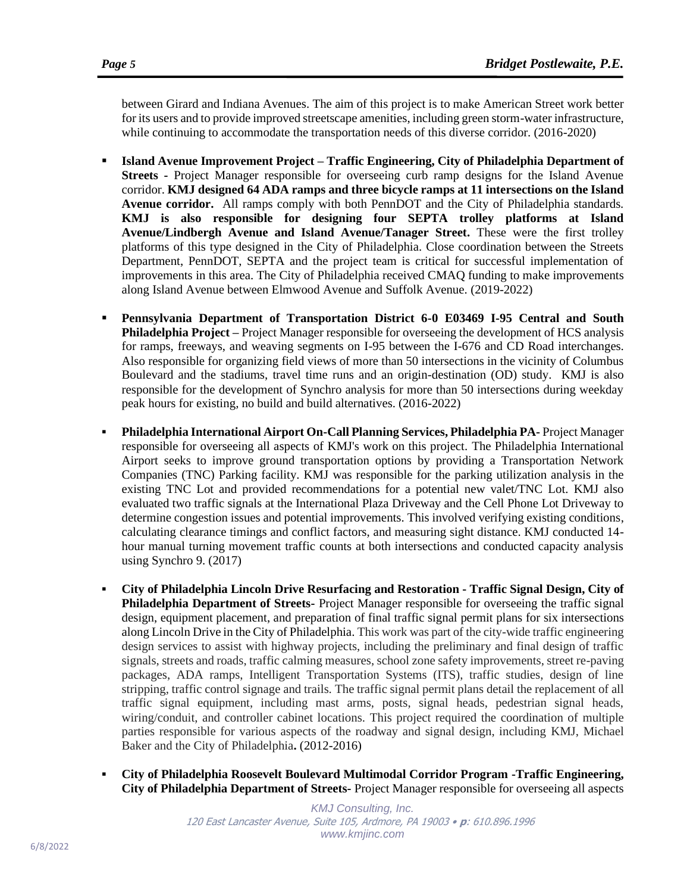between Girard and Indiana Avenues. The aim of this project is to make American Street work better for its users and to provide improved streetscape amenities, including green storm-water infrastructure, while continuing to accommodate the transportation needs of this diverse corridor. (2016-2020)

- **Island Avenue Improvement Project – Traffic Engineering, City of Philadelphia Department of Streets -** Project Manager responsible for overseeing curb ramp designs for the Island Avenue corridor. **KMJ designed 64 ADA ramps and three bicycle ramps at 11 intersections on the Island Avenue corridor.** All ramps comply with both PennDOT and the City of Philadelphia standards. **KMJ is also responsible for designing four SEPTA trolley platforms at Island Avenue/Lindbergh Avenue and Island Avenue/Tanager Street.** These were the first trolley platforms of this type designed in the City of Philadelphia. Close coordination between the Streets Department, PennDOT, SEPTA and the project team is critical for successful implementation of improvements in this area. The City of Philadelphia received CMAQ funding to make improvements along Island Avenue between Elmwood Avenue and Suffolk Avenue. (2019-2022)

- **Pennsylvania Department of Transportation District 6-0 E03469 I-95 Central and South Philadelphia Project –** Project Manager responsible for overseeing the development of HCS analysis for ramps, freeways, and weaving segments on I-95 between the I-676 and CD Road interchanges. Also responsible for organizing field views of more than 50 intersections in the vicinity of Columbus Boulevard and the stadiums, travel time runs and an origin-destination (OD) study. KMJ is also responsible for the development of Synchro analysis for more than 50 intersections during weekday peak hours for existing, no build and build alternatives. (2016-2022)

- **Philadelphia International Airport On-Call Planning Services, Philadelphia PA-** Project Manager responsible for overseeing all aspects of KMJ's work on this project. The Philadelphia International Airport seeks to improve ground transportation options by providing a Transportation Network Companies (TNC) Parking facility. KMJ was responsible for the parking utilization analysis in the existing TNC Lot and provided recommendations for a potential new valet/TNC Lot. KMJ also evaluated two traffic signals at the International Plaza Driveway and the Cell Phone Lot Driveway to determine congestion issues and potential improvements. This involved verifying existing conditions, calculating clearance timings and conflict factors, and measuring sight distance. KMJ conducted 14-hour manual turning movement traffic counts at both intersections and conducted capacity analysis using Synchro 9. (2017)

- **City of Philadelphia Lincoln Drive Resurfacing and Restoration - Traffic Signal Design, City of Philadelphia Department of Streets-** Project Manager responsible for overseeing the traffic signal design, equipment placement, and preparation of final traffic signal permit plans for six intersections along Lincoln Drive in the City of Philadelphia. This work was part of the city-wide traffic engineering design services to assist with highway projects, including the preliminary and final design of traffic signals, streets and roads, traffic calming measures, school zone safety improvements, street re-paving packages, ADA ramps, Intelligent Transportation Systems (ITS), traffic studies, design of line stripping, traffic control signage and trails. The traffic signal permit plans detail the replacement of all traffic signal equipment, including mast arms, posts, signal heads, pedestrian signal heads, wiring/conduit, and controller cabinet locations. This project required the coordination of multiple parties responsible for various aspects of the roadway and signal design, including KMJ, Michael Baker and the City of Philadelphia**.** (2012-2016)

- **City of Philadelphia Roosevelt Boulevard Multimodal Corridor Program -Traffic Engineering, City of Philadelphia Department of Streets-** Project Manager responsible for overseeing all aspects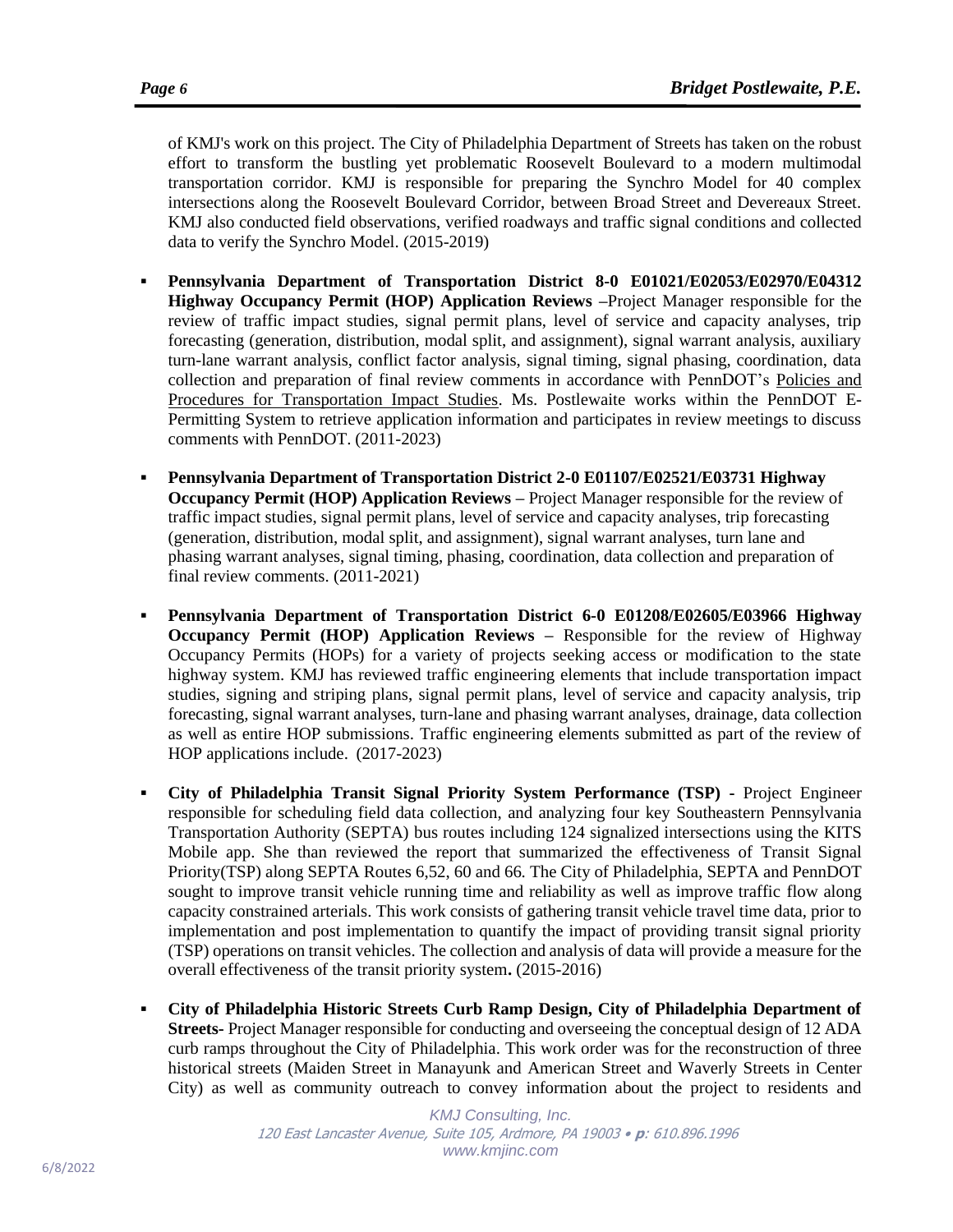of KMJ's work on this project. The City of Philadelphia Department of Streets has taken on the robust effort to transform the bustling yet problematic Roosevelt Boulevard to a modern multimodal transportation corridor. KMJ is responsible for preparing the Synchro Model for 40 complex intersections along the Roosevelt Boulevard Corridor, between Broad Street and Devereaux Street. KMJ also conducted field observations, verified roadways and traffic signal conditions and collected data to verify the Synchro Model. (2015-2019)

- **Pennsylvania Department of Transportation District 8-0 E01021/E02053/E02970/E04312 Highway Occupancy Permit (HOP) Application Reviews** –Project Manager responsible for the review of traffic impact studies, signal permit plans, level of service and capacity analyses, trip forecasting (generation, distribution, modal split, and assignment), signal warrant analysis, auxiliary turn-lane warrant analysis, conflict factor analysis, signal timing, signal phasing, coordination, data collection and preparation of final review comments in accordance with PennDOT's Policies and Procedures for Transportation Impact Studies. Ms. Postlewaite works within the PennDOT E-Permitting System to retrieve application information and participates in review meetings to discuss comments with PennDOT. (2011-2023)
- **Pennsylvania Department of Transportation District 2-0 E01107/E02521/E03731 Highway Occupancy Permit (HOP) Application Reviews** – Project Manager responsible for the review of traffic impact studies, signal permit plans, level of service and capacity analyses, trip forecasting (generation, distribution, modal split, and assignment), signal warrant analyses, turn lane and phasing warrant analyses, signal timing, phasing, coordination, data collection and preparation of final review comments. (2011-2021)
- **Pennsylvania Department of Transportation District 6-0 E01208/E02605/E03966 Highway Occupancy Permit (HOP) Application Reviews** – Responsible for the review of Highway Occupancy Permits (HOPs) for a variety of projects seeking access or modification to the state highway system. KMJ has reviewed traffic engineering elements that include transportation impact studies, signing and striping plans, signal permit plans, level of service and capacity analysis, trip forecasting, signal warrant analyses, turn-lane and phasing warrant analyses, drainage, data collection as well as entire HOP submissions. Traffic engineering elements submitted as part of the review of HOP applications include. (2017-2023)
- **City of Philadelphia Transit Signal Priority System Performance (TSP)** - Project Engineer responsible for scheduling field data collection, and analyzing four key Southeastern Pennsylvania Transportation Authority (SEPTA) bus routes including 124 signalized intersections using the KITS Mobile app. She than reviewed the report that summarized the effectiveness of Transit Signal Priority(TSP) along SEPTA Routes 6,52, 60 and 66. The City of Philadelphia, SEPTA and PennDOT sought to improve transit vehicle running time and reliability as well as improve traffic flow along capacity constrained arterials. This work consists of gathering transit vehicle travel time data, prior to implementation and post implementation to quantify the impact of providing transit signal priority (TSP) operations on transit vehicles. The collection and analysis of data will provide a measure for the overall effectiveness of the transit priority system**.** (2015-2016)
- **City of Philadelphia Historic Streets Curb Ramp Design, City of Philadelphia Department of Streets-** Project Manager responsible for conducting and overseeing the conceptual design of 12 ADA curb ramps throughout the City of Philadelphia. This work order was for the reconstruction of three historical streets (Maiden Street in Manayunk and American Street and Waverly Streets in Center City) as well as community outreach to convey information about the project to residents and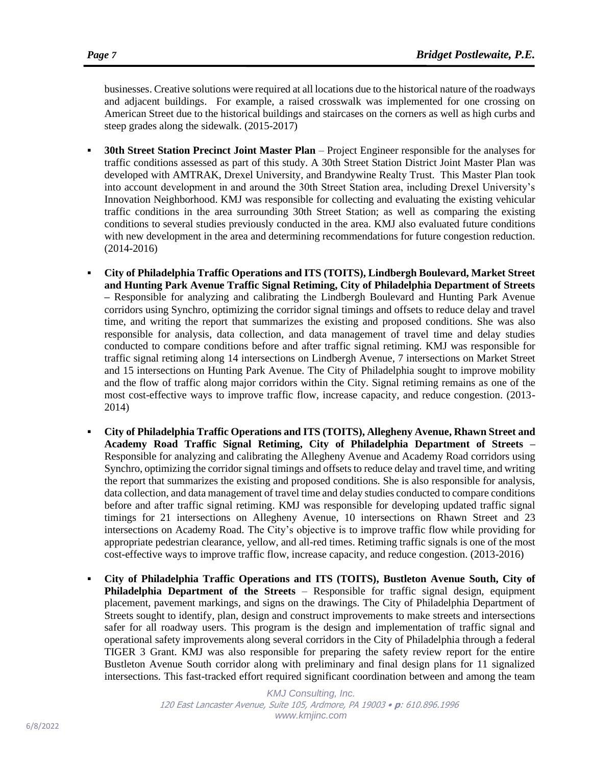businesses. Creative solutions were required at all locations due to the historical nature of the roadways and adjacent buildings. For example, a raised crosswalk was implemented for one crossing on American Street due to the historical buildings and staircases on the corners as well as high curbs and steep grades along the sidewalk. (2015-2017)

- **30th Street Station Precinct Joint Master Plan** – Project Engineer responsible for the analyses for traffic conditions assessed as part of this study. A 30th Street Station District Joint Master Plan was developed with AMTRAK, Drexel University, and Brandywine Realty Trust. This Master Plan took into account development in and around the 30th Street Station area, including Drexel University's Innovation Neighborhood. KMJ was responsible for collecting and evaluating the existing vehicular traffic conditions in the area surrounding 30th Street Station; as well as comparing the existing conditions to several studies previously conducted in the area. KMJ also evaluated future conditions with new development in the area and determining recommendations for future congestion reduction. (2014-2016)

- **City of Philadelphia Traffic Operations and ITS (TOITS), Lindbergh Boulevard, Market Street and Hunting Park Avenue Traffic Signal Retiming, City of Philadelphia Department of Streets** – Responsible for analyzing and calibrating the Lindbergh Boulevard and Hunting Park Avenue corridors using Synchro, optimizing the corridor signal timings and offsets to reduce delay and travel time, and writing the report that summarizes the existing and proposed conditions. She was also responsible for analysis, data collection, and data management of travel time and delay studies conducted to compare conditions before and after traffic signal retiming. KMJ was responsible for traffic signal retiming along 14 intersections on Lindbergh Avenue, 7 intersections on Market Street and 15 intersections on Hunting Park Avenue. The City of Philadelphia sought to improve mobility and the flow of traffic along major corridors within the City. Signal retiming remains as one of the most cost-effective ways to improve traffic flow, increase capacity, and reduce congestion. (2013-2014)

- **City of Philadelphia Traffic Operations and ITS (TOITS), Allegheny Avenue, Rhawn Street and Academy Road Traffic Signal Retiming, City of Philadelphia Department of Streets** – Responsible for analyzing and calibrating the Allegheny Avenue and Academy Road corridors using Synchro, optimizing the corridor signal timings and offsets to reduce delay and travel time, and writing the report that summarizes the existing and proposed conditions. She is also responsible for analysis, data collection, and data management of travel time and delay studies conducted to compare conditions before and after traffic signal retiming. KMJ was responsible for developing updated traffic signal timings for 21 intersections on Allegheny Avenue, 10 intersections on Rhawn Street and 23 intersections on Academy Road. The City's objective is to improve traffic flow while providing for appropriate pedestrian clearance, yellow, and all-red times. Retiming traffic signals is one of the most cost-effective ways to improve traffic flow, increase capacity, and reduce congestion. (2013-2016)

- **City of Philadelphia Traffic Operations and ITS (TOITS), Bustleton Avenue South, City of Philadelphia Department of the Streets** – Responsible for traffic signal design, equipment placement, pavement markings, and signs on the drawings. The City of Philadelphia Department of Streets sought to identify, plan, design and construct improvements to make streets and intersections safer for all roadway users. This program is the design and implementation of traffic signal and operational safety improvements along several corridors in the City of Philadelphia through a federal TIGER 3 Grant. KMJ was also responsible for preparing the safety review report for the entire Bustleton Avenue South corridor along with preliminary and final design plans for 11 signalized intersections. This fast-tracked effort required significant coordination between and among the team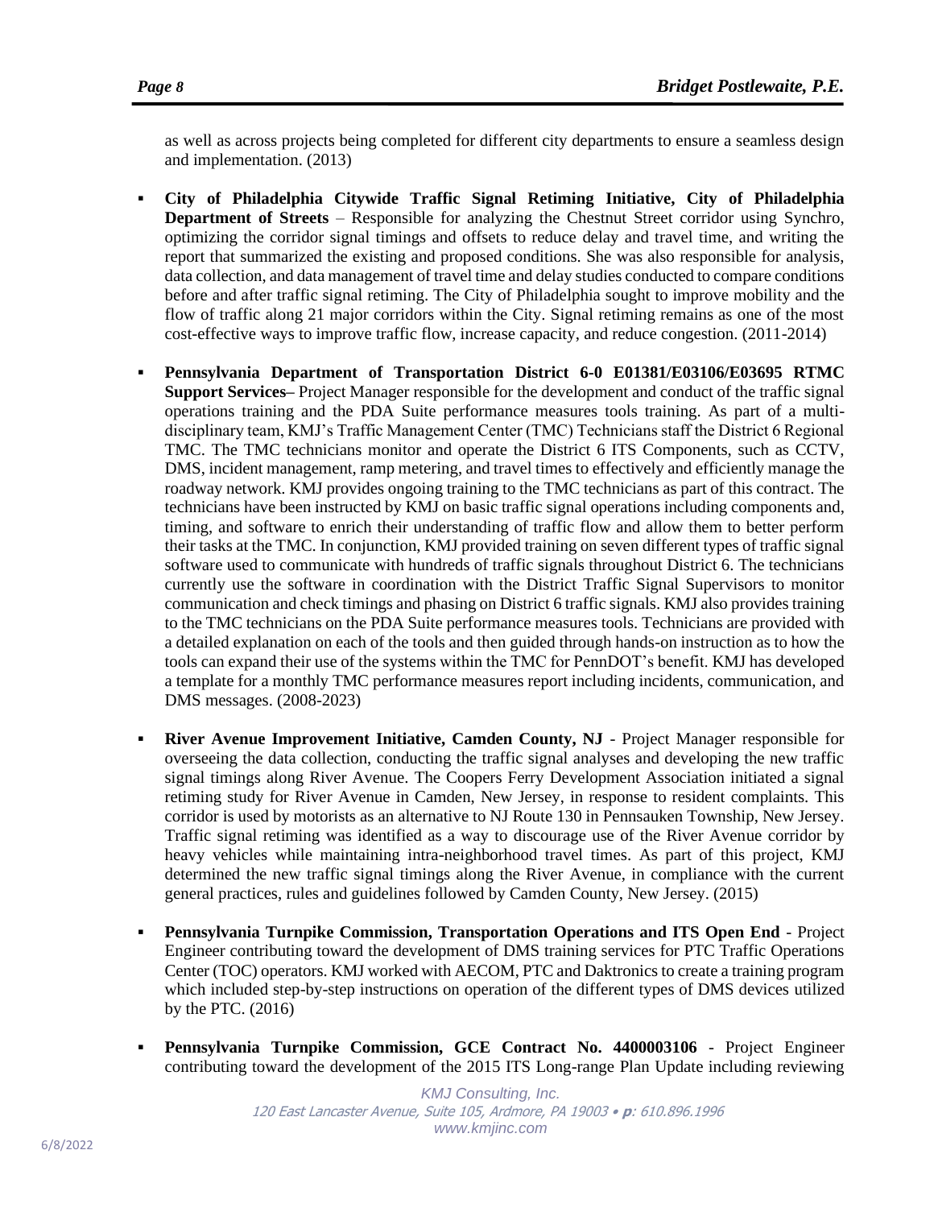as well as across projects being completed for different city departments to ensure a seamless design and implementation. (2013)

- **City of Philadelphia Citywide Traffic Signal Retiming Initiative, City of Philadelphia Department of Streets** – Responsible for analyzing the Chestnut Street corridor using Synchro, optimizing the corridor signal timings and offsets to reduce delay and travel time, and writing the report that summarized the existing and proposed conditions. She was also responsible for analysis, data collection, and data management of travel time and delay studies conducted to compare conditions before and after traffic signal retiming. The City of Philadelphia sought to improve mobility and the flow of traffic along 21 major corridors within the City. Signal retiming remains as one of the most cost-effective ways to improve traffic flow, increase capacity, and reduce congestion. (2011-2014)

- **Pennsylvania Department of Transportation District 6-0 E01381/E03106/E03695 RTMC Support Services**– Project Manager responsible for the development and conduct of the traffic signal operations training and the PDA Suite performance measures tools training. As part of a multi-disciplinary team, KMJ's Traffic Management Center (TMC) Technicians staff the District 6 Regional TMC. The TMC technicians monitor and operate the District 6 ITS Components, such as CCTV, DMS, incident management, ramp metering, and travel times to effectively and efficiently manage the roadway network. KMJ provides ongoing training to the TMC technicians as part of this contract. The technicians have been instructed by KMJ on basic traffic signal operations including components and, timing, and software to enrich their understanding of traffic flow and allow them to better perform their tasks at the TMC. In conjunction, KMJ provided training on seven different types of traffic signal software used to communicate with hundreds of traffic signals throughout District 6. The technicians currently use the software in coordination with the District Traffic Signal Supervisors to monitor communication and check timings and phasing on District 6 traffic signals. KMJ also provides training to the TMC technicians on the PDA Suite performance measures tools. Technicians are provided with a detailed explanation on each of the tools and then guided through hands-on instruction as to how the tools can expand their use of the systems within the TMC for PennDOT's benefit. KMJ has developed a template for a monthly TMC performance measures report including incidents, communication, and DMS messages. (2008-2023)

- **River Avenue Improvement Initiative, Camden County, NJ** - Project Manager responsible for overseeing the data collection, conducting the traffic signal analyses and developing the new traffic signal timings along River Avenue. The Coopers Ferry Development Association initiated a signal retiming study for River Avenue in Camden, New Jersey, in response to resident complaints. This corridor is used by motorists as an alternative to NJ Route 130 in Pennsauken Township, New Jersey. Traffic signal retiming was identified as a way to discourage use of the River Avenue corridor by heavy vehicles while maintaining intra-neighborhood travel times. As part of this project, KMJ determined the new traffic signal timings along the River Avenue, in compliance with the current general practices, rules and guidelines followed by Camden County, New Jersey. (2015)

- **Pennsylvania Turnpike Commission, Transportation Operations and ITS Open End** - Project Engineer contributing toward the development of DMS training services for PTC Traffic Operations Center (TOC) operators. KMJ worked with AECOM, PTC and Daktronics to create a training program which included step-by-step instructions on operation of the different types of DMS devices utilized by the PTC. (2016)

- **Pennsylvania Turnpike Commission, GCE Contract No. 4400003106** - Project Engineer contributing toward the development of the 2015 ITS Long-range Plan Update including reviewing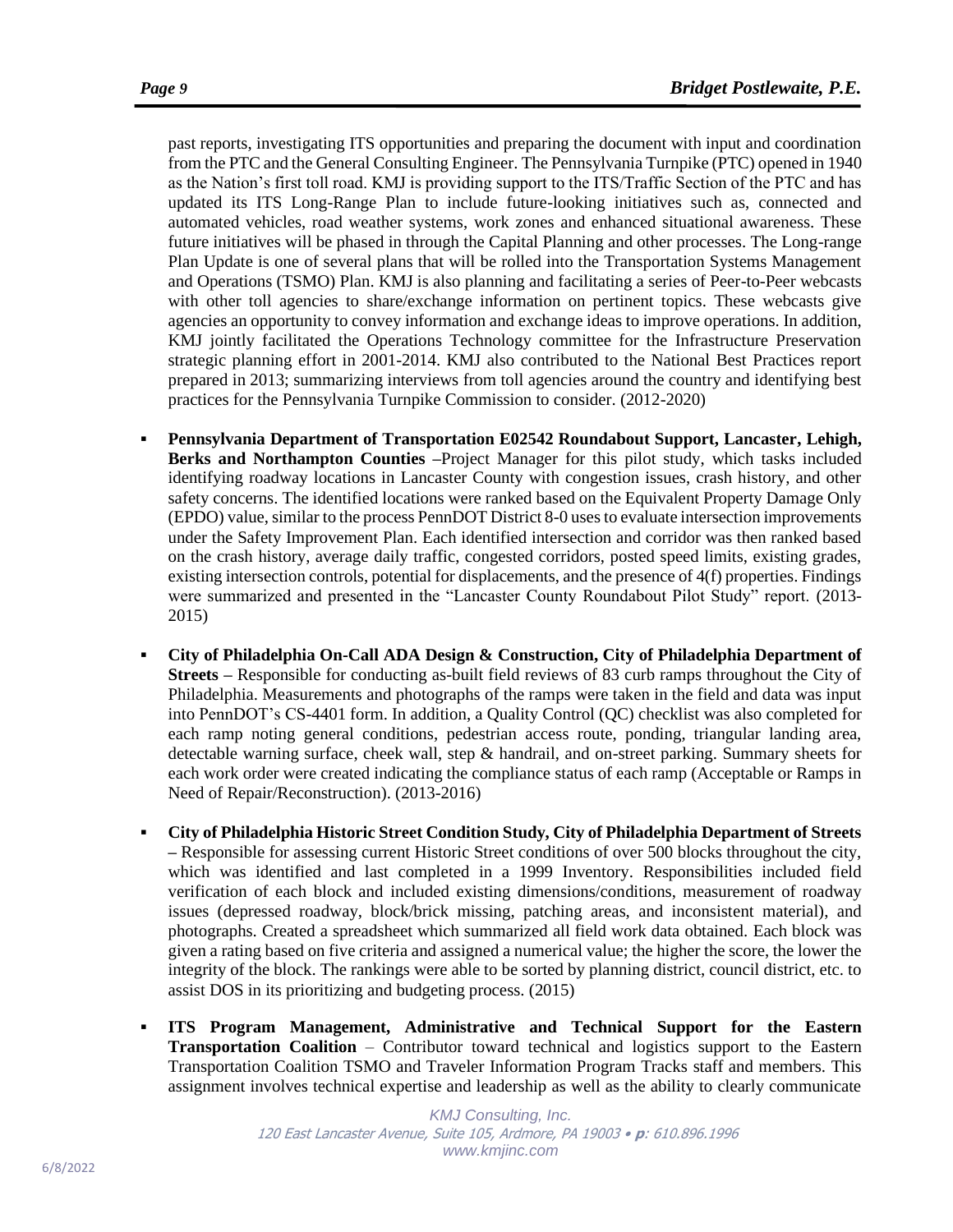past reports, investigating ITS opportunities and preparing the document with input and coordination from the PTC and the General Consulting Engineer. The Pennsylvania Turnpike (PTC) opened in 1940 as the Nation's first toll road. KMJ is providing support to the ITS/Traffic Section of the PTC and has updated its ITS Long-Range Plan to include future-looking initiatives such as, connected and automated vehicles, road weather systems, work zones and enhanced situational awareness. These future initiatives will be phased in through the Capital Planning and other processes. The Long-range Plan Update is one of several plans that will be rolled into the Transportation Systems Management and Operations (TSMO) Plan. KMJ is also planning and facilitating a series of Peer-to-Peer webcasts with other toll agencies to share/exchange information on pertinent topics. These webcasts give agencies an opportunity to convey information and exchange ideas to improve operations. In addition, KMJ jointly facilitated the Operations Technology committee for the Infrastructure Preservation strategic planning effort in 2001-2014. KMJ also contributed to the National Best Practices report prepared in 2013; summarizing interviews from toll agencies around the country and identifying best practices for the Pennsylvania Turnpike Commission to consider. (2012-2020)

- **Pennsylvania Department of Transportation E02542 Roundabout Support, Lancaster, Lehigh, Berks and Northampton Counties** –Project Manager for this pilot study, which tasks included identifying roadway locations in Lancaster County with congestion issues, crash history, and other safety concerns. The identified locations were ranked based on the Equivalent Property Damage Only (EPDO) value, similar to the process PennDOT District 8-0 uses to evaluate intersection improvements under the Safety Improvement Plan. Each identified intersection and corridor was then ranked based on the crash history, average daily traffic, congested corridors, posted speed limits, existing grades, existing intersection controls, potential for displacements, and the presence of 4(f) properties. Findings were summarized and presented in the "Lancaster County Roundabout Pilot Study" report. (2013-2015)

- **City of Philadelphia On-Call ADA Design & Construction, City of Philadelphia Department of Streets** – Responsible for conducting as-built field reviews of 83 curb ramps throughout the City of Philadelphia. Measurements and photographs of the ramps were taken in the field and data was input into PennDOT's CS-4401 form. In addition, a Quality Control (QC) checklist was also completed for each ramp noting general conditions, pedestrian access route, ponding, triangular landing area, detectable warning surface, cheek wall, step & handrail, and on-street parking. Summary sheets for each work order were created indicating the compliance status of each ramp (Acceptable or Ramps in Need of Repair/Reconstruction). (2013-2016)

- **City of Philadelphia Historic Street Condition Study, City of Philadelphia Department of Streets** – Responsible for assessing current Historic Street conditions of over 500 blocks throughout the city, which was identified and last completed in a 1999 Inventory. Responsibilities included field verification of each block and included existing dimensions/conditions, measurement of roadway issues (depressed roadway, block/brick missing, patching areas, and inconsistent material), and photographs. Created a spreadsheet which summarized all field work data obtained. Each block was given a rating based on five criteria and assigned a numerical value; the higher the score, the lower the integrity of the block. The rankings were able to be sorted by planning district, council district, etc. to assist DOS in its prioritizing and budgeting process. (2015)

- **ITS Program Management, Administrative and Technical Support for the Eastern Transportation Coalition** – Contributor toward technical and logistics support to the Eastern Transportation Coalition TSMO and Traveler Information Program Tracks staff and members. This assignment involves technical expertise and leadership as well as the ability to clearly communicate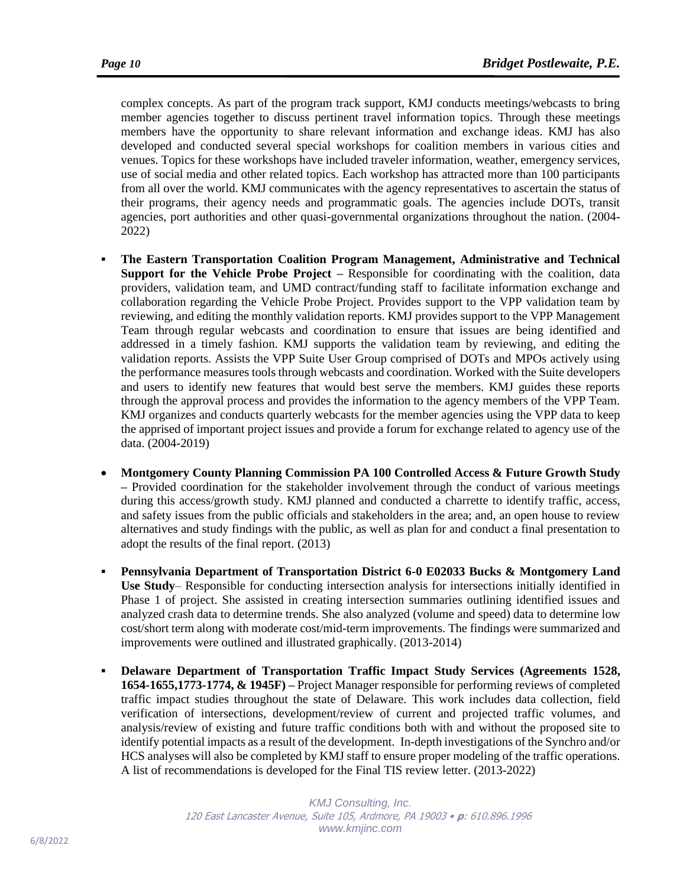complex concepts. As part of the program track support, KMJ conducts meetings/webcasts to bring member agencies together to discuss pertinent travel information topics. Through these meetings members have the opportunity to share relevant information and exchange ideas. KMJ has also developed and conducted several special workshops for coalition members in various cities and venues. Topics for these workshops have included traveler information, weather, emergency services, use of social media and other related topics. Each workshop has attracted more than 100 participants from all over the world. KMJ communicates with the agency representatives to ascertain the status of their programs, their agency needs and programmatic goals. The agencies include DOTs, transit agencies, port authorities and other quasi-governmental organizations throughout the nation. (2004-2022)

- **The Eastern Transportation Coalition Program Management, Administrative and Technical Support for the Vehicle Probe Project –** Responsible for coordinating with the coalition, data providers, validation team, and UMD contract/funding staff to facilitate information exchange and collaboration regarding the Vehicle Probe Project. Provides support to the VPP validation team by reviewing, and editing the monthly validation reports. KMJ provides support to the VPP Management Team through regular webcasts and coordination to ensure that issues are being identified and addressed in a timely fashion. KMJ supports the validation team by reviewing, and editing the validation reports. Assists the VPP Suite User Group comprised of DOTs and MPOs actively using the performance measures tools through webcasts and coordination. Worked with the Suite developers and users to identify new features that would best serve the members. KMJ guides these reports through the approval process and provides the information to the agency members of the VPP Team. KMJ organizes and conducts quarterly webcasts for the member agencies using the VPP data to keep the apprised of important project issues and provide a forum for exchange related to agency use of the data. (2004-2019)

- **Montgomery County Planning Commission PA 100 Controlled Access & Future Growth Study –** Provided coordination for the stakeholder involvement through the conduct of various meetings during this access/growth study. KMJ planned and conducted a charrette to identify traffic, access, and safety issues from the public officials and stakeholders in the area; and, an open house to review alternatives and study findings with the public, as well as plan for and conduct a final presentation to adopt the results of the final report. (2013)

- **Pennsylvania Department of Transportation District 6-0 E02033 Bucks & Montgomery Land Use Study**– Responsible for conducting intersection analysis for intersections initially identified in Phase 1 of project. She assisted in creating intersection summaries outlining identified issues and analyzed crash data to determine trends. She also analyzed (volume and speed) data to determine low cost/short term along with moderate cost/mid-term improvements. The findings were summarized and improvements were outlined and illustrated graphically. (2013-2014)

- **Delaware Department of Transportation Traffic Impact Study Services (Agreements 1528, 1654-1655,1773-1774, & 1945F) –** Project Manager responsible for performing reviews of completed traffic impact studies throughout the state of Delaware. This work includes data collection, field verification of intersections, development/review of current and projected traffic volumes, and analysis/review of existing and future traffic conditions both with and without the proposed site to identify potential impacts as a result of the development. In-depth investigations of the Synchro and/or HCS analyses will also be completed by KMJ staff to ensure proper modeling of the traffic operations. A list of recommendations is developed for the Final TIS review letter. (2013-2022)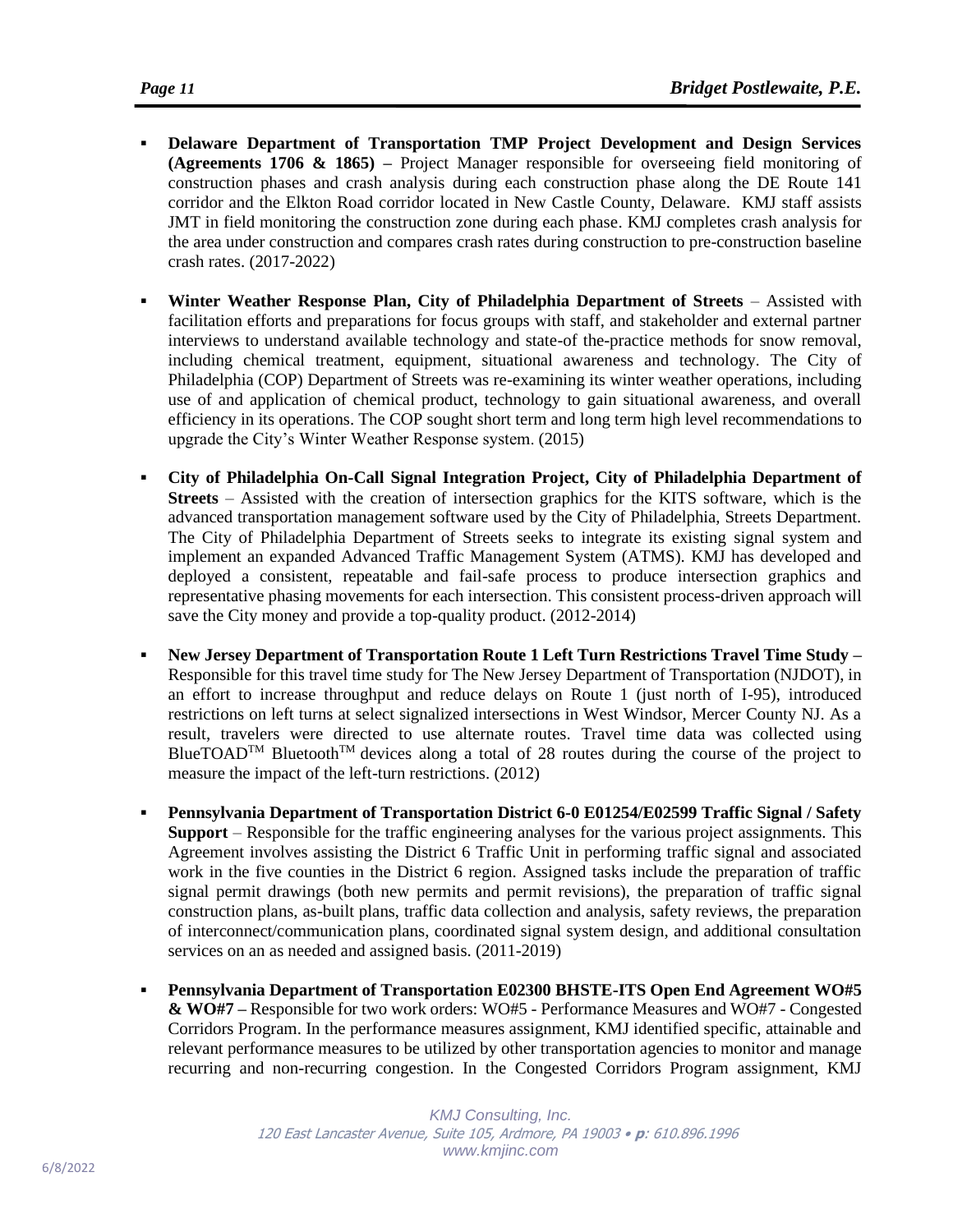- **Delaware Department of Transportation TMP Project Development and Design Services (Agreements 1706 & 1865) –** Project Manager responsible for overseeing field monitoring of construction phases and crash analysis during each construction phase along the DE Route 141 corridor and the Elkton Road corridor located in New Castle County, Delaware. KMJ staff assists JMT in field monitoring the construction zone during each phase. KMJ completes crash analysis for the area under construction and compares crash rates during construction to pre-construction baseline crash rates. (2017-2022)

- **Winter Weather Response Plan, City of Philadelphia Department of Streets** – Assisted with facilitation efforts and preparations for focus groups with staff, and stakeholder and external partner interviews to understand available technology and state-of the-practice methods for snow removal, including chemical treatment, equipment, situational awareness and technology. The City of Philadelphia (COP) Department of Streets was re-examining its winter weather operations, including use of and application of chemical product, technology to gain situational awareness, and overall efficiency in its operations. The COP sought short term and long term high level recommendations to upgrade the City's Winter Weather Response system. (2015)

- **City of Philadelphia On-Call Signal Integration Project, City of Philadelphia Department of Streets** – Assisted with the creation of intersection graphics for the KITS software, which is the advanced transportation management software used by the City of Philadelphia, Streets Department. The City of Philadelphia Department of Streets seeks to integrate its existing signal system and implement an expanded Advanced Traffic Management System (ATMS). KMJ has developed and deployed a consistent, repeatable and fail-safe process to produce intersection graphics and representative phasing movements for each intersection. This consistent process-driven approach will save the City money and provide a top-quality product. (2012-2014)

- **New Jersey Department of Transportation Route 1 Left Turn Restrictions Travel Time Study –** Responsible for this travel time study for The New Jersey Department of Transportation (NJDOT), in an effort to increase throughput and reduce delays on Route 1 (just north of I-95), introduced restrictions on left turns at select signalized intersections in West Windsor, Mercer County NJ. As a result, travelers were directed to use alternate routes. Travel time data was collected using BlueTOAD™ Bluetooth™ devices along a total of 28 routes during the course of the project to measure the impact of the left-turn restrictions. (2012)

- **Pennsylvania Department of Transportation District 6-0 E01254/E02599 Traffic Signal / Safety Support** – Responsible for the traffic engineering analyses for the various project assignments. This Agreement involves assisting the District 6 Traffic Unit in performing traffic signal and associated work in the five counties in the District 6 region. Assigned tasks include the preparation of traffic signal permit drawings (both new permits and permit revisions), the preparation of traffic signal construction plans, as-built plans, traffic data collection and analysis, safety reviews, the preparation of interconnect/communication plans, coordinated signal system design, and additional consultation services on an as needed and assigned basis. (2011-2019)

- **Pennsylvania Department of Transportation E02300 BHSTE-ITS Open End Agreement WO#5 & WO#7 –** Responsible for two work orders: WO#5 - Performance Measures and WO#7 - Congested Corridors Program. In the performance measures assignment, KMJ identified specific, attainable and relevant performance measures to be utilized by other transportation agencies to monitor and manage recurring and non-recurring congestion. In the Congested Corridors Program assignment, KMJ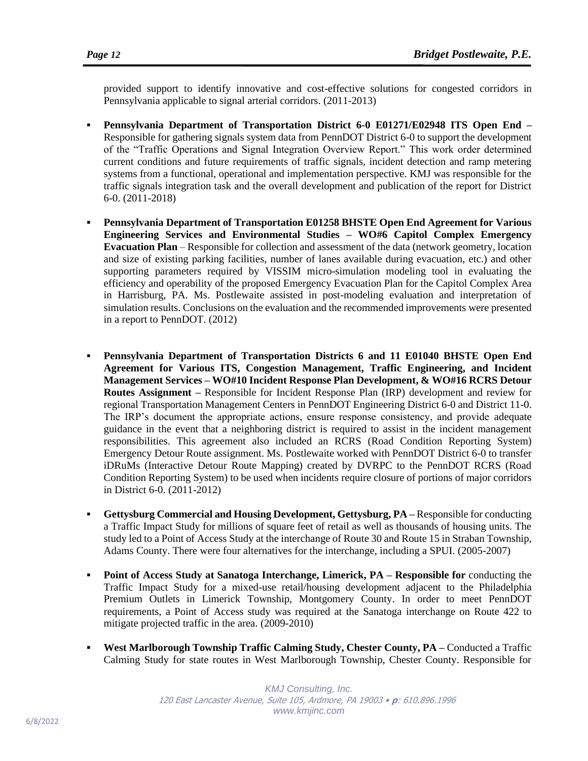provided support to identify innovative and cost-effective solutions for congested corridors in Pennsylvania applicable to signal arterial corridors. (2011-2013)

- **Pennsylvania Department of Transportation District 6-0 E01271/E02948 ITS Open End –** Responsible for gathering signals system data from PennDOT District 6-0 to support the development of the "Traffic Operations and Signal Integration Overview Report." This work order determined current conditions and future requirements of traffic signals, incident detection and ramp metering systems from a functional, operational and implementation perspective. KMJ was responsible for the traffic signals integration task and the overall development and publication of the report for District 6-0. (2011-2018)

- **Pennsylvania Department of Transportation E01258 BHSTE Open End Agreement for Various Engineering Services and Environmental Studies – WO#6 Capitol Complex Emergency Evacuation Plan** – Responsible for collection and assessment of the data (network geometry, location and size of existing parking facilities, number of lanes available during evacuation, etc.) and other supporting parameters required by VISSIM micro-simulation modeling tool in evaluating the efficiency and operability of the proposed Emergency Evacuation Plan for the Capitol Complex Area in Harrisburg, PA. Ms. Postlewaite assisted in post-modeling evaluation and interpretation of simulation results. Conclusions on the evaluation and the recommended improvements were presented in a report to PennDOT. (2012)

- **Pennsylvania Department of Transportation Districts 6 and 11 E01040 BHSTE Open End Agreement for Various ITS, Congestion Management, Traffic Engineering, and Incident Management Services – WO#10 Incident Response Plan Development, & WO#16 RCRS Detour Routes Assignment –** Responsible for Incident Response Plan (IRP) development and review for regional Transportation Management Centers in PennDOT Engineering District 6-0 and District 11-0. The IRP's document the appropriate actions, ensure response consistency, and provide adequate guidance in the event that a neighboring district is required to assist in the incident management responsibilities. This agreement also included an RCRS (Road Condition Reporting System) Emergency Detour Route assignment. Ms. Postlewaite worked with PennDOT District 6-0 to transfer iDRuMs (Interactive Detour Route Mapping) created by DVRPC to the PennDOT RCRS (Road Condition Reporting System) to be used when incidents require closure of portions of major corridors in District 6-0. (2011-2012)

- **Gettysburg Commercial and Housing Development, Gettysburg, PA –** Responsible for conducting a Traffic Impact Study for millions of square feet of retail as well as thousands of housing units. The study led to a Point of Access Study at the interchange of Route 30 and Route 15 in Straban Township, Adams County. There were four alternatives for the interchange, including a SPUI. (2005-2007)

- **Point of Access Study at Sanatoga Interchange, Limerick, PA – Responsible for** conducting the Traffic Impact Study for a mixed-use retail/housing development adjacent to the Philadelphia Premium Outlets in Limerick Township, Montgomery County. In order to meet PennDOT requirements, a Point of Access study was required at the Sanatoga interchange on Route 422 to mitigate projected traffic in the area. (2009-2010)

- **West Marlborough Township Traffic Calming Study, Chester County, PA –** Conducted a Traffic Calming Study for state routes in West Marlborough Township, Chester County. Responsible for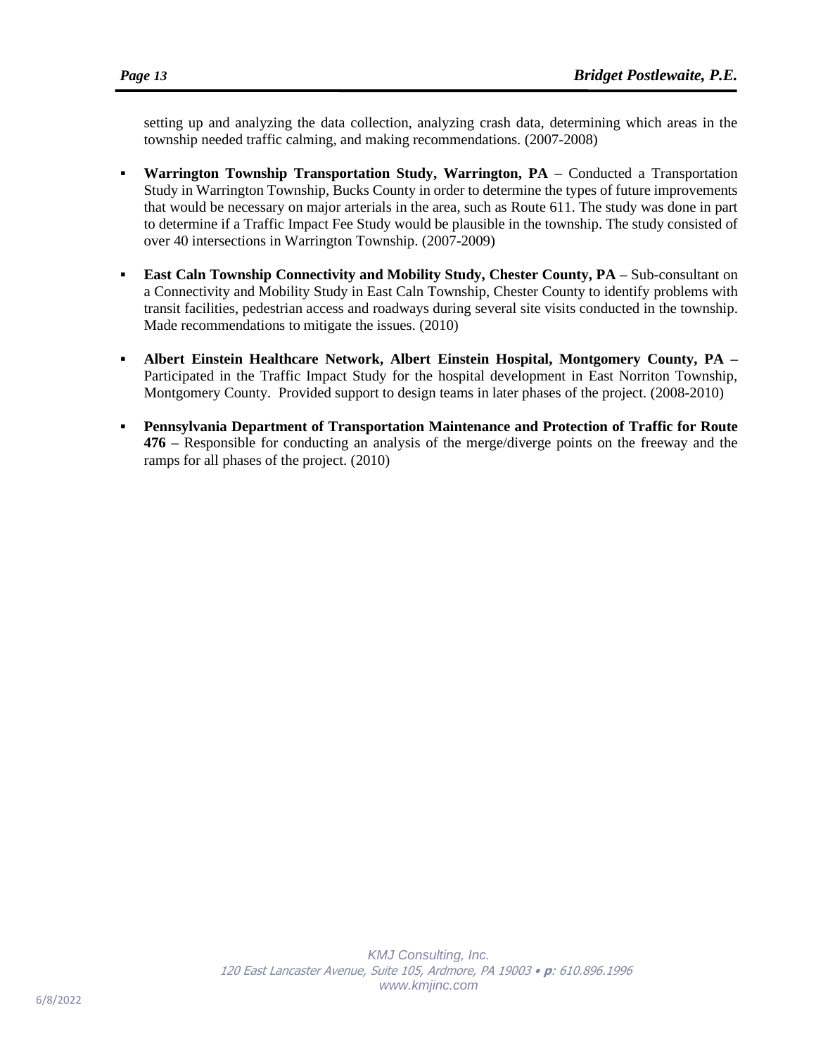setting up and analyzing the data collection, analyzing crash data, determining which areas in the township needed traffic calming, and making recommendations. (2007-2008)

- **Warrington Township Transportation Study, Warrington, PA –** Conducted a Transportation Study in Warrington Township, Bucks County in order to determine the types of future improvements that would be necessary on major arterials in the area, such as Route 611. The study was done in part to determine if a Traffic Impact Fee Study would be plausible in the township. The study consisted of over 40 intersections in Warrington Township. (2007-2009)

- **East Caln Township Connectivity and Mobility Study, Chester County, PA –** Sub-consultant on a Connectivity and Mobility Study in East Caln Township, Chester County to identify problems with transit facilities, pedestrian access and roadways during several site visits conducted in the township. Made recommendations to mitigate the issues. (2010)

- **Albert Einstein Healthcare Network, Albert Einstein Hospital, Montgomery County, PA –** Participated in the Traffic Impact Study for the hospital development in East Norriton Township, Montgomery County. Provided support to design teams in later phases of the project. (2008-2010)

- **Pennsylvania Department of Transportation Maintenance and Protection of Traffic for Route 476 –** Responsible for conducting an analysis of the merge/diverge points on the freeway and the ramps for all phases of the project. (2010)